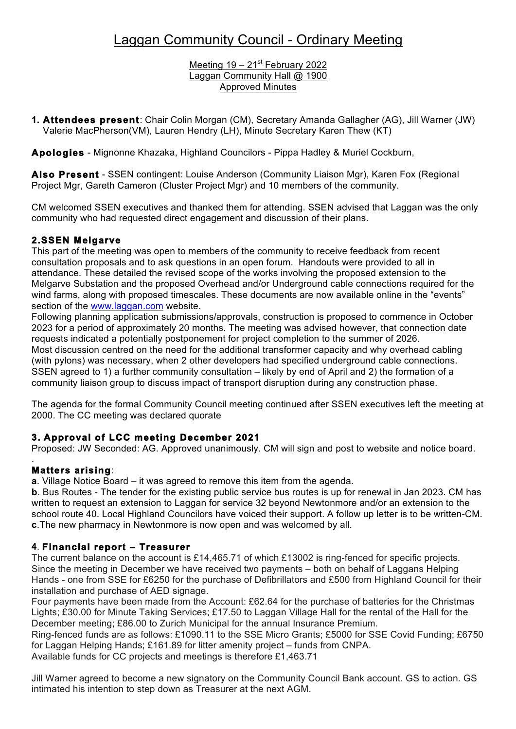# Laggan Community Council - Ordinary Meeting

Meeting 19 – 21st February 2022
Laggan Community Hall @ 1900
Approved Minutes

1. **Attendees present**: Chair Colin Morgan (CM), Secretary Amanda Gallagher (AG), Jill Warner (JW) Valerie MacPherson(VM), Lauren Hendry (LH), Minute Secretary Karen Thew (KT)

**Apologies** - Mignonne Khazaka, Highland Councilors - Pippa Hadley & Muriel Cockburn,

**Also Present** - SSEN contingent: Louise Anderson (Community Liaison Mgr), Karen Fox (Regional Project Mgr, Gareth Cameron (Cluster Project Mgr) and 10 members of the community.

CM welcomed SSEN executives and thanked them for attending. SSEN advised that Laggan was the only community who had requested direct engagement and discussion of their plans.

### 2.SSEN Melgarve

This part of the meeting was open to members of the community to receive feedback from recent consultation proposals and to ask questions in an open forum. Handouts were provided to all in attendance. These detailed the revised scope of the works involving the proposed extension to the Melgarve Substation and the proposed Overhead and/or Underground cable connections required for the wind farms, along with proposed timescales. These documents are now available online in the "events" section of the www.laggan.com website.

Following planning application submissions/approvals, construction is proposed to commence in October 2023 for a period of approximately 20 months. The meeting was advised however, that connection date requests indicated a potentially postponement for project completion to the summer of 2026.
Most discussion centred on the need for the additional transformer capacity and why overhead cabling (with pylons) was necessary, when 2 other developers had specified underground cable connections. SSEN agreed to 1) a further community consultation – likely by end of April and 2) the formation of a community liaison group to discuss impact of transport disruption during any construction phase.

The agenda for the formal Community Council meeting continued after SSEN executives left the meeting at 2000. The CC meeting was declared quorate

### 3. Approval of LCC meeting December 2021

Proposed: JW Seconded: AG. Approved unanimously. CM will sign and post to website and notice board.
.

**Matters arising**:

**a**. Village Notice Board – it was agreed to remove this item from the agenda.
**b**. Bus Routes - The tender for the existing public service bus routes is up for renewal in Jan 2023. CM has written to request an extension to Laggan for service 32 beyond Newtonmore and/or an extension to the school route 40. Local Highland Councilors have voiced their support. A follow up letter is to be written-CM.
**c**.The new pharmacy in Newtonmore is now open and was welcomed by all.

### 4. Financial report – Treasurer

The current balance on the account is £14,465.71 of which £13002 is ring-fenced for specific projects. Since the meeting in December we have received two payments – both on behalf of Laggans Helping Hands - one from SSE for £6250 for the purchase of Defibrillators and £500 from Highland Council for their installation and purchase of AED signage.
Four payments have been made from the Account: £62.64 for the purchase of batteries for the Christmas Lights; £30.00 for Minute Taking Services; £17.50 to Laggan Village Hall for the rental of the Hall for the December meeting; £86.00 to Zurich Municipal for the annual Insurance Premium.
Ring-fenced funds are as follows: £1090.11 to the SSE Micro Grants; £5000 for SSE Covid Funding; £6750 for Laggan Helping Hands; £161.89 for litter amenity project – funds from CNPA.
Available funds for CC projects and meetings is therefore £1,463.71

Jill Warner agreed to become a new signatory on the Community Council Bank account. GS to action. GS intimated his intention to step down as Treasurer at the next AGM.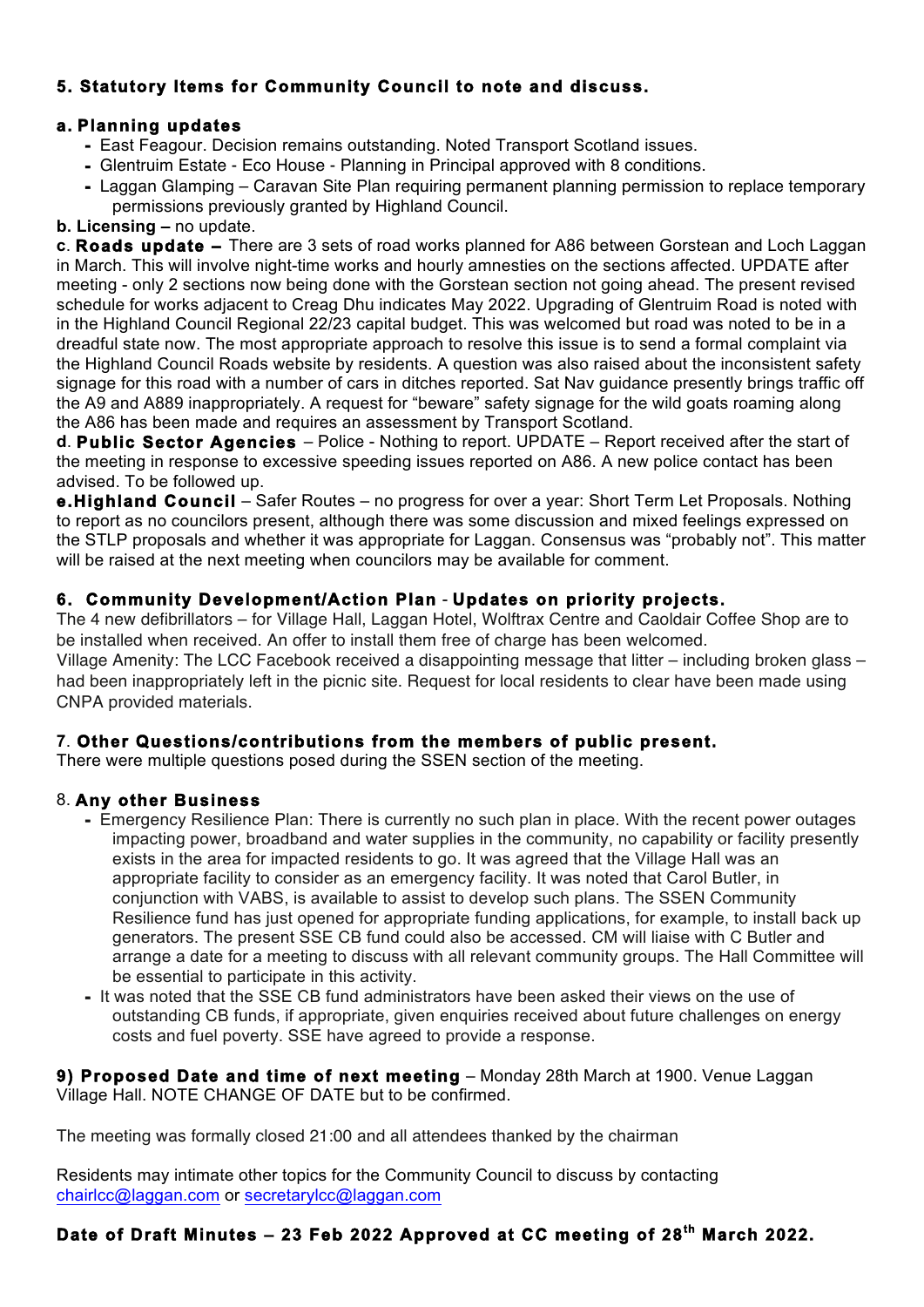### 5. Statutory Items for Community Council to note and discuss.

**a. Planning updates**

- East Feagour. Decision remains outstanding. Noted Transport Scotland issues.
- Glentruim Estate - Eco House - Planning in Principal approved with 8 conditions.
- Laggan Glamping – Caravan Site Plan requiring permanent planning permission to replace temporary permissions previously granted by Highland Council.

**b. Licensing –** no update.

**c**. **Roads update –** There are 3 sets of road works planned for A86 between Gorstean and Loch Laggan in March. This will involve night-time works and hourly amnesties on the sections affected. UPDATE after meeting - only 2 sections now being done with the Gorstean section not going ahead. The present revised schedule for works adjacent to Creag Dhu indicates May 2022. Upgrading of Glentruim Road is noted with in the Highland Council Regional 22/23 capital budget. This was welcomed but road was noted to be in a dreadful state now. The most appropriate approach to resolve this issue is to send a formal complaint via the Highland Council Roads website by residents. A question was also raised about the inconsistent safety signage for this road with a number of cars in ditches reported. Sat Nav guidance presently brings traffic off the A9 and A889 inappropriately. A request for "beware" safety signage for the wild goats roaming along the A86 has been made and requires an assessment by Transport Scotland.

**d**. **Public Sector Agencies** – Police - Nothing to report. UPDATE – Report received after the start of the meeting in response to excessive speeding issues reported on A86. A new police contact has been advised. To be followed up.

**e.Highland Council** – Safer Routes – no progress for over a year: Short Term Let Proposals. Nothing to report as no councilors present, although there was some discussion and mixed feelings expressed on the STLP proposals and whether it was appropriate for Laggan. Consensus was "probably not". This matter will be raised at the next meeting when councilors may be available for comment.

### 6. Community Development/Action Plan - Updates on priority projects.

The 4 new defibrillators – for Village Hall, Laggan Hotel, Wolftrax Centre and Caoldair Coffee Shop are to be installed when received. An offer to install them free of charge has been welcomed.

Village Amenity: The LCC Facebook received a disappointing message that litter – including broken glass – had been inappropriately left in the picnic site. Request for local residents to clear have been made using CNPA provided materials.

### 7. Other Questions/contributions from the members of public present.

There were multiple questions posed during the SSEN section of the meeting.

### 8. Any other Business

- Emergency Resilience Plan: There is currently no such plan in place. With the recent power outages impacting power, broadband and water supplies in the community, no capability or facility presently exists in the area for impacted residents to go. It was agreed that the Village Hall was an appropriate facility to consider as an emergency facility. It was noted that Carol Butler, in conjunction with VABS, is available to assist to develop such plans. The SSEN Community Resilience fund has just opened for appropriate funding applications, for example, to install back up generators. The present SSE CB fund could also be accessed. CM will liaise with C Butler and arrange a date for a meeting to discuss with all relevant community groups. The Hall Committee will be essential to participate in this activity.
- It was noted that the SSE CB fund administrators have been asked their views on the use of outstanding CB funds, if appropriate, given enquiries received about future challenges on energy costs and fuel poverty. SSE have agreed to provide a response.

**9) Proposed Date and time of next meeting** – Monday 28th March at 1900. Venue Laggan Village Hall. NOTE CHANGE OF DATE but to be confirmed.

The meeting was formally closed 21:00 and all attendees thanked by the chairman

Residents may intimate other topics for the Community Council to discuss by contacting chairlcc@laggan.com or secretarylcc@laggan.com

**Date of Draft Minutes – 23 Feb 2022 Approved at CC meeting of 28th March 2022.**